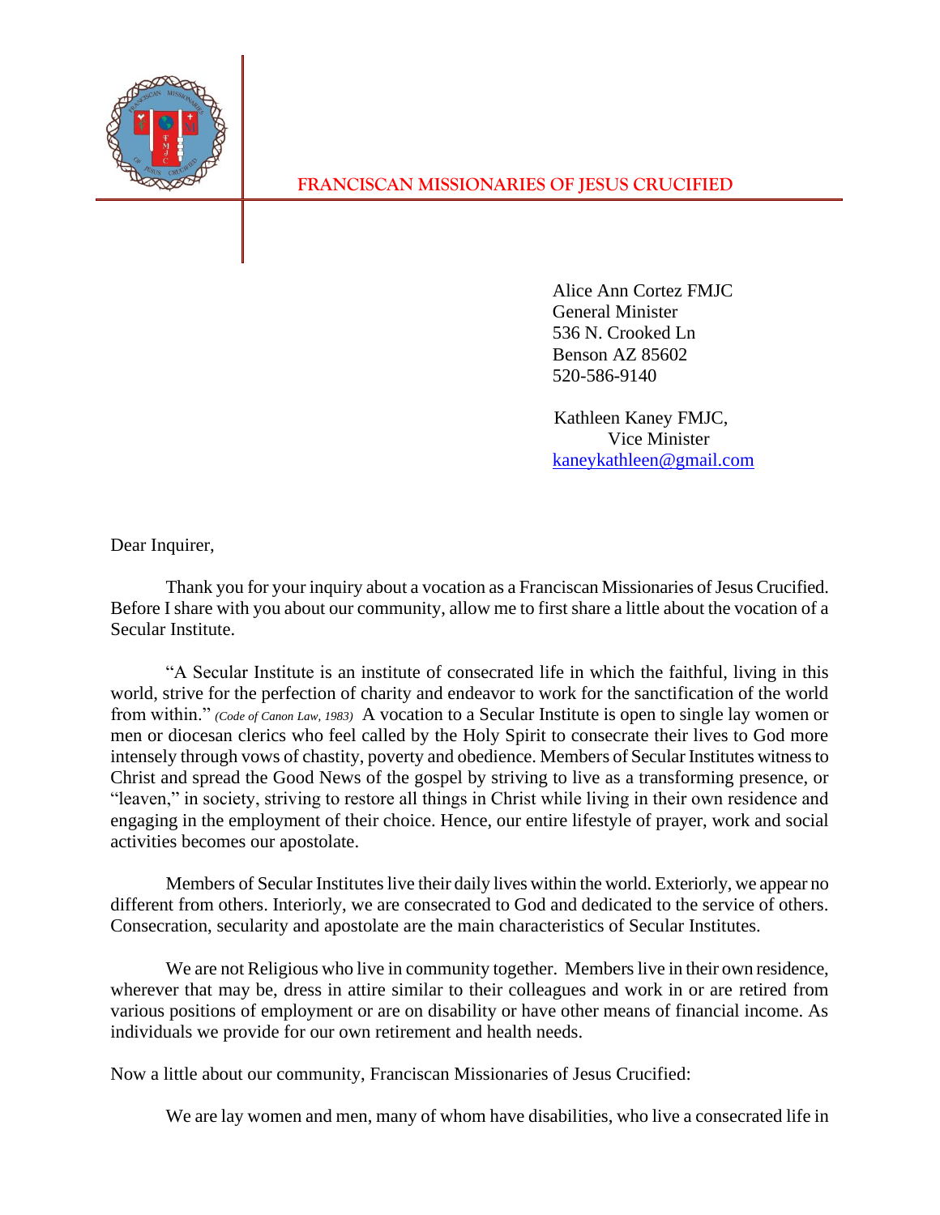**FRANCISCAN MISSIONARIES OF JESUS CRUCIFIED**

Alice Ann Cortez FMJC
General Minister
536 N. Crooked Ln
Benson AZ 85602
520-586-9140

Kathleen Kaney FMJC,
Vice Minister
kaneykathleen@gmail.com

Dear Inquirer,

Thank you for your inquiry about a vocation as a Franciscan Missionaries of Jesus Crucified. Before I share with you about our community, allow me to first share a little about the vocation of a Secular Institute.

"A Secular Institute is an institute of consecrated life in which the faithful, living in this world, strive for the perfection of charity and endeavor to work for the sanctification of the world from within." *(Code of Canon Law, 1983)* A vocation to a Secular Institute is open to single lay women or men or diocesan clerics who feel called by the Holy Spirit to consecrate their lives to God more intensely through vows of chastity, poverty and obedience. Members of Secular Institutes witness to Christ and spread the Good News of the gospel by striving to live as a transforming presence, or "leaven," in society, striving to restore all things in Christ while living in their own residence and engaging in the employment of their choice. Hence, our entire lifestyle of prayer, work and social activities becomes our apostolate.

Members of Secular Institutes live their daily lives within the world. Exteriorly, we appear no different from others. Interiorly, we are consecrated to God and dedicated to the service of others. Consecration, secularity and apostolate are the main characteristics of Secular Institutes.

We are not Religious who live in community together. Members live in their own residence, wherever that may be, dress in attire similar to their colleagues and work in or are retired from various positions of employment or are on disability or have other means of financial income. As individuals we provide for our own retirement and health needs.

Now a little about our community, Franciscan Missionaries of Jesus Crucified:

We are lay women and men, many of whom have disabilities, who live a consecrated life in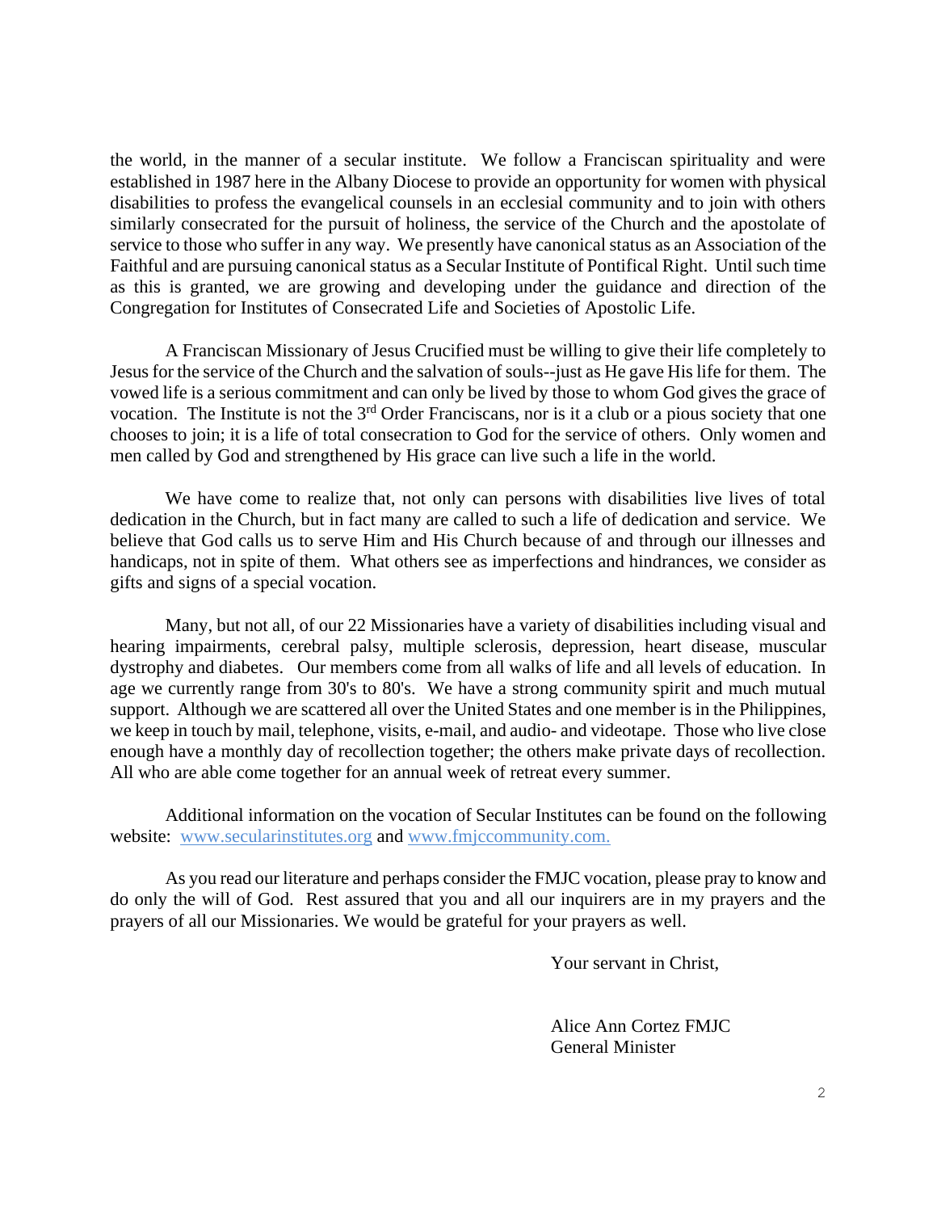the world, in the manner of a secular institute. We follow a Franciscan spirituality and were established in 1987 here in the Albany Diocese to provide an opportunity for women with physical disabilities to profess the evangelical counsels in an ecclesial community and to join with others similarly consecrated for the pursuit of holiness, the service of the Church and the apostolate of service to those who suffer in any way. We presently have canonical status as an Association of the Faithful and are pursuing canonical status as a Secular Institute of Pontifical Right. Until such time as this is granted, we are growing and developing under the guidance and direction of the Congregation for Institutes of Consecrated Life and Societies of Apostolic Life.

A Franciscan Missionary of Jesus Crucified must be willing to give their life completely to Jesus for the service of the Church and the salvation of souls--just as He gave His life for them. The vowed life is a serious commitment and can only be lived by those to whom God gives the grace of vocation. The Institute is not the 3rd Order Franciscans, nor is it a club or a pious society that one chooses to join; it is a life of total consecration to God for the service of others. Only women and men called by God and strengthened by His grace can live such a life in the world.

We have come to realize that, not only can persons with disabilities live lives of total dedication in the Church, but in fact many are called to such a life of dedication and service. We believe that God calls us to serve Him and His Church because of and through our illnesses and handicaps, not in spite of them. What others see as imperfections and hindrances, we consider as gifts and signs of a special vocation.

Many, but not all, of our 22 Missionaries have a variety of disabilities including visual and hearing impairments, cerebral palsy, multiple sclerosis, depression, heart disease, muscular dystrophy and diabetes. Our members come from all walks of life and all levels of education. In age we currently range from 30's to 80's. We have a strong community spirit and much mutual support. Although we are scattered all over the United States and one member is in the Philippines, we keep in touch by mail, telephone, visits, e-mail, and audio- and videotape. Those who live close enough have a monthly day of recollection together; the others make private days of recollection. All who are able come together for an annual week of retreat every summer.

Additional information on the vocation of Secular Institutes can be found on the following website: www.secularinstitutes.org and www.fmjccommunity.com.

As you read our literature and perhaps consider the FMJC vocation, please pray to know and do only the will of God. Rest assured that you and all our inquirers are in my prayers and the prayers of all our Missionaries. We would be grateful for your prayers as well.

Your servant in Christ,

Alice Ann Cortez FMJC
General Minister